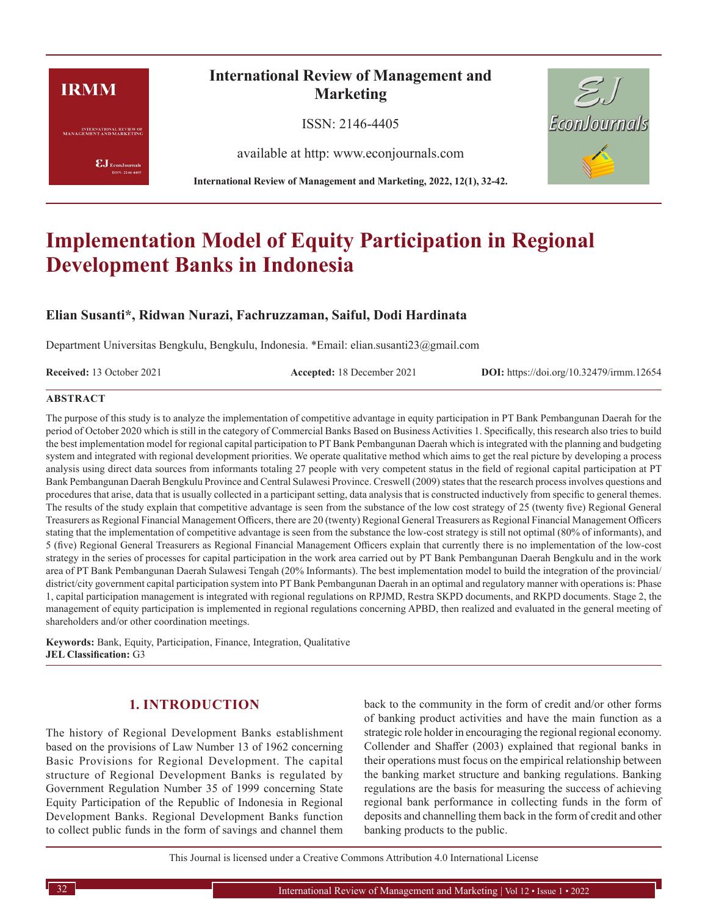# Implementation Model of Equity Participation in Regional Development Banks in Indonesia

**Elian Susanti\*, Ridwan Nurazi, Fachruzzaman, Saiful, Dodi Hardinata**

Department Universitas Bengkulu, Bengkulu, Indonesia. \*Email: elian.susanti23@gmail.com

**Received:** 13 October 2021 **Accepted:** 18 December 2021 **DOI:** https://doi.org/10.32479/irmm.12654

## ABSTRACT

The purpose of this study is to analyze the implementation of competitive advantage in equity participation in PT Bank Pembangunan Daerah for the period of October 2020 which is still in the category of Commercial Banks Based on Business Activities 1. Specifically, this research also tries to build the best implementation model for regional capital participation to PT Bank Pembangunan Daerah which is integrated with the planning and budgeting system and integrated with regional development priorities. We operate qualitative method which aims to get the real picture by developing a process analysis using direct data sources from informants totaling 27 people with very competent status in the field of regional capital participation at PT Bank Pembangunan Daerah Bengkulu Province and Central Sulawesi Province. Creswell (2009) states that the research process involves questions and procedures that arise, data that is usually collected in a participant setting, data analysis that is constructed inductively from specific to general themes. The results of the study explain that competitive advantage is seen from the substance of the low cost strategy of 25 (twenty five) Regional General Treasurers as Regional Financial Management Officers, there are 20 (twenty) Regional General Treasurers as Regional Financial Management Officers stating that the implementation of competitive advantage is seen from the substance the low-cost strategy is still not optimal (80% of informants), and 5 (five) Regional General Treasurers as Regional Financial Management Officers explain that currently there is no implementation of the low-cost strategy in the series of processes for capital participation in the work area carried out by PT Bank Pembangunan Daerah Bengkulu and in the work area of PT Bank Pembangunan Daerah Sulawesi Tengah (20% Informants). The best implementation model to build the integration of the provincial/district/city government capital participation system into PT Bank Pembangunan Daerah in an optimal and regulatory manner with operations is: Phase 1, capital participation management is integrated with regional regulations on RPJMD, Restra SKPD documents, and RKPD documents. Stage 2, the management of equity participation is implemented in regional regulations concerning APBD, then realized and evaluated in the general meeting of shareholders and/or other coordination meetings.

**Keywords:** Bank, Equity, Participation, Finance, Integration, Qualitative
**JEL Classification:** G3

## 1. INTRODUCTION

The history of Regional Development Banks establishment based on the provisions of Law Number 13 of 1962 concerning Basic Provisions for Regional Development. The capital structure of Regional Development Banks is regulated by Government Regulation Number 35 of 1999 concerning State Equity Participation of the Republic of Indonesia in Regional Development Banks. Regional Development Banks function to collect public funds in the form of savings and channel them back to the community in the form of credit and/or other forms of banking product activities and have the main function as a strategic role holder in encouraging the regional regional economy. Collender and Shaffer (2003) explained that regional banks in their operations must focus on the empirical relationship between the banking market structure and banking regulations. Banking regulations are the basis for measuring the success of achieving regional bank performance in collecting funds in the form of deposits and channelling them back in the form of credit and other banking products to the public.

This Journal is licensed under a Creative Commons Attribution 4.0 International License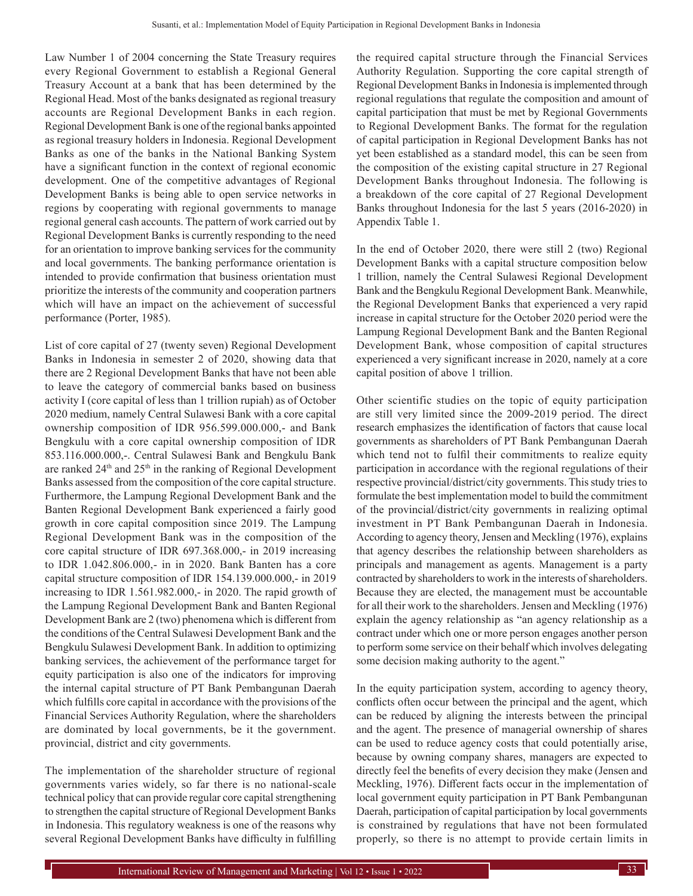Law Number 1 of 2004 concerning the State Treasury requires every Regional Government to establish a Regional General Treasury Account at a bank that has been determined by the Regional Head. Most of the banks designated as regional treasury accounts are Regional Development Banks in each region. Regional Development Bank is one of the regional banks appointed as regional treasury holders in Indonesia. Regional Development Banks as one of the banks in the National Banking System have a significant function in the context of regional economic development. One of the competitive advantages of Regional Development Banks is being able to open service networks in regions by cooperating with regional governments to manage regional general cash accounts. The pattern of work carried out by Regional Development Banks is currently responding to the need for an orientation to improve banking services for the community and local governments. The banking performance orientation is intended to provide confirmation that business orientation must prioritize the interests of the community and cooperation partners which will have an impact on the achievement of successful performance (Porter, 1985).

List of core capital of 27 (twenty seven) Regional Development Banks in Indonesia in semester 2 of 2020, showing data that there are 2 Regional Development Banks that have not been able to leave the category of commercial banks based on business activity I (core capital of less than 1 trillion rupiah) as of October 2020 medium, namely Central Sulawesi Bank with a core capital ownership composition of IDR 956.599.000.000,- and Bank Bengkulu with a core capital ownership composition of IDR 853.116.000.000,-. Central Sulawesi Bank and Bengkulu Bank are ranked 24th and 25th in the ranking of Regional Development Banks assessed from the composition of the core capital structure. Furthermore, the Lampung Regional Development Bank and the Banten Regional Development Bank experienced a fairly good growth in core capital composition since 2019. The Lampung Regional Development Bank was in the composition of the core capital structure of IDR 697.368.000,- in 2019 increasing to IDR 1.042.806.000,- in in 2020. Bank Banten has a core capital structure composition of IDR 154.139.000.000,- in 2019 increasing to IDR 1.561.982.000,- in 2020. The rapid growth of the Lampung Regional Development Bank and Banten Regional Development Bank are 2 (two) phenomena which is different from the conditions of the Central Sulawesi Development Bank and the Bengkulu Sulawesi Development Bank. In addition to optimizing banking services, the achievement of the performance target for equity participation is also one of the indicators for improving the internal capital structure of PT Bank Pembangunan Daerah which fulfills core capital in accordance with the provisions of the Financial Services Authority Regulation, where the shareholders are dominated by local governments, be it the government. provincial, district and city governments.

The implementation of the shareholder structure of regional governments varies widely, so far there is no national-scale technical policy that can provide regular core capital strengthening to strengthen the capital structure of Regional Development Banks in Indonesia. This regulatory weakness is one of the reasons why several Regional Development Banks have difficulty in fulfilling the required capital structure through the Financial Services Authority Regulation. Supporting the core capital strength of Regional Development Banks in Indonesia is implemented through regional regulations that regulate the composition and amount of capital participation that must be met by Regional Governments to Regional Development Banks. The format for the regulation of capital participation in Regional Development Banks has not yet been established as a standard model, this can be seen from the composition of the existing capital structure in 27 Regional Development Banks throughout Indonesia. The following is a breakdown of the core capital of 27 Regional Development Banks throughout Indonesia for the last 5 years (2016-2020) in Appendix Table 1.

In the end of October 2020, there were still 2 (two) Regional Development Banks with a capital structure composition below 1 trillion, namely the Central Sulawesi Regional Development Bank and the Bengkulu Regional Development Bank. Meanwhile, the Regional Development Banks that experienced a very rapid increase in capital structure for the October 2020 period were the Lampung Regional Development Bank and the Banten Regional Development Bank, whose composition of capital structures experienced a very significant increase in 2020, namely at a core capital position of above 1 trillion.

Other scientific studies on the topic of equity participation are still very limited since the 2009-2019 period. The direct research emphasizes the identification of factors that cause local governments as shareholders of PT Bank Pembangunan Daerah which tend not to fulfil their commitments to realize equity participation in accordance with the regional regulations of their respective provincial/district/city governments. This study tries to formulate the best implementation model to build the commitment of the provincial/district/city governments in realizing optimal investment in PT Bank Pembangunan Daerah in Indonesia. According to agency theory, Jensen and Meckling (1976), explains that agency describes the relationship between shareholders as principals and management as agents. Management is a party contracted by shareholders to work in the interests of shareholders. Because they are elected, the management must be accountable for all their work to the shareholders. Jensen and Meckling (1976) explain the agency relationship as "an agency relationship as a contract under which one or more person engages another person to perform some service on their behalf which involves delegating some decision making authority to the agent."

In the equity participation system, according to agency theory, conflicts often occur between the principal and the agent, which can be reduced by aligning the interests between the principal and the agent. The presence of managerial ownership of shares can be used to reduce agency costs that could potentially arise, because by owning company shares, managers are expected to directly feel the benefits of every decision they make (Jensen and Meckling, 1976). Different facts occur in the implementation of local government equity participation in PT Bank Pembangunan Daerah, participation of capital participation by local governments is constrained by regulations that have not been formulated properly, so there is no attempt to provide certain limits in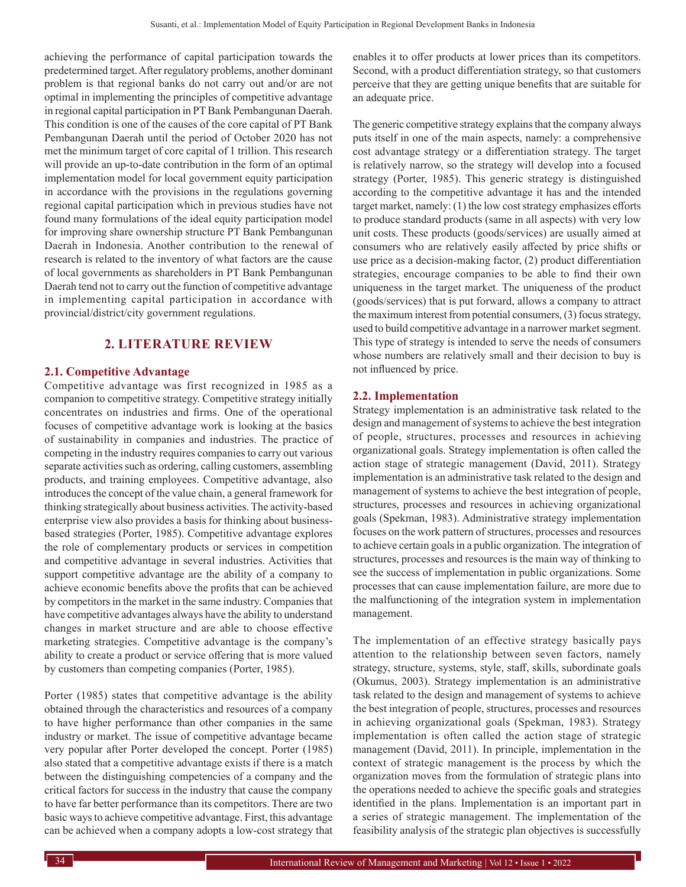achieving the performance of capital participation towards the predetermined target. After regulatory problems, another dominant problem is that regional banks do not carry out and/or are not optimal in implementing the principles of competitive advantage in regional capital participation in PT Bank Pembangunan Daerah. This condition is one of the causes of the core capital of PT Bank Pembangunan Daerah until the period of October 2020 has not met the minimum target of core capital of 1 trillion. This research will provide an up-to-date contribution in the form of an optimal implementation model for local government equity participation in accordance with the provisions in the regulations governing regional capital participation which in previous studies have not found many formulations of the ideal equity participation model for improving share ownership structure PT Bank Pembangunan Daerah in Indonesia. Another contribution to the renewal of research is related to the inventory of what factors are the cause of local governments as shareholders in PT Bank Pembangunan Daerah tend not to carry out the function of competitive advantage in implementing capital participation in accordance with provincial/district/city government regulations.

## 2. LITERATURE REVIEW

### 2.1. Competitive Advantage

Competitive advantage was first recognized in 1985 as a companion to competitive strategy. Competitive strategy initially concentrates on industries and firms. One of the operational focuses of competitive advantage work is looking at the basics of sustainability in companies and industries. The practice of competing in the industry requires companies to carry out various separate activities such as ordering, calling customers, assembling products, and training employees. Competitive advantage, also introduces the concept of the value chain, a general framework for thinking strategically about business activities. The activity-based enterprise view also provides a basis for thinking about business-based strategies (Porter, 1985). Competitive advantage explores the role of complementary products or services in competition and competitive advantage in several industries. Activities that support competitive advantage are the ability of a company to achieve economic benefits above the profits that can be achieved by competitors in the market in the same industry. Companies that have competitive advantages always have the ability to understand changes in market structure and are able to choose effective marketing strategies. Competitive advantage is the company's ability to create a product or service offering that is more valued by customers than competing companies (Porter, 1985).

Porter (1985) states that competitive advantage is the ability obtained through the characteristics and resources of a company to have higher performance than other companies in the same industry or market. The issue of competitive advantage became very popular after Porter developed the concept. Porter (1985) also stated that a competitive advantage exists if there is a match between the distinguishing competencies of a company and the critical factors for success in the industry that cause the company to have far better performance than its competitors. There are two basic ways to achieve competitive advantage. First, this advantage can be achieved when a company adopts a low-cost strategy that enables it to offer products at lower prices than its competitors. Second, with a product differentiation strategy, so that customers perceive that they are getting unique benefits that are suitable for an adequate price.

The generic competitive strategy explains that the company always puts itself in one of the main aspects, namely: a comprehensive cost advantage strategy or a differentiation strategy. The target is relatively narrow, so the strategy will develop into a focused strategy (Porter, 1985). This generic strategy is distinguished according to the competitive advantage it has and the intended target market, namely: (1) the low cost strategy emphasizes efforts to produce standard products (same in all aspects) with very low unit costs. These products (goods/services) are usually aimed at consumers who are relatively easily affected by price shifts or use price as a decision-making factor, (2) product differentiation strategies, encourage companies to be able to find their own uniqueness in the target market. The uniqueness of the product (goods/services) that is put forward, allows a company to attract the maximum interest from potential consumers, (3) focus strategy, used to build competitive advantage in a narrower market segment. This type of strategy is intended to serve the needs of consumers whose numbers are relatively small and their decision to buy is not influenced by price.

### 2.2. Implementation

Strategy implementation is an administrative task related to the design and management of systems to achieve the best integration of people, structures, processes and resources in achieving organizational goals. Strategy implementation is often called the action stage of strategic management (David, 2011). Strategy implementation is an administrative task related to the design and management of systems to achieve the best integration of people, structures, processes and resources in achieving organizational goals (Spekman, 1983). Administrative strategy implementation focuses on the work pattern of structures, processes and resources to achieve certain goals in a public organization. The integration of structures, processes and resources is the main way of thinking to see the success of implementation in public organizations. Some processes that can cause implementation failure, are more due to the malfunctioning of the integration system in implementation management.

The implementation of an effective strategy basically pays attention to the relationship between seven factors, namely strategy, structure, systems, style, staff, skills, subordinate goals (Okumus, 2003). Strategy implementation is an administrative task related to the design and management of systems to achieve the best integration of people, structures, processes and resources in achieving organizational goals (Spekman, 1983). Strategy implementation is often called the action stage of strategic management (David, 2011). In principle, implementation in the context of strategic management is the process by which the organization moves from the formulation of strategic plans into the operations needed to achieve the specific goals and strategies identified in the plans. Implementation is an important part in a series of strategic management. The implementation of the feasibility analysis of the strategic plan objectives is successfully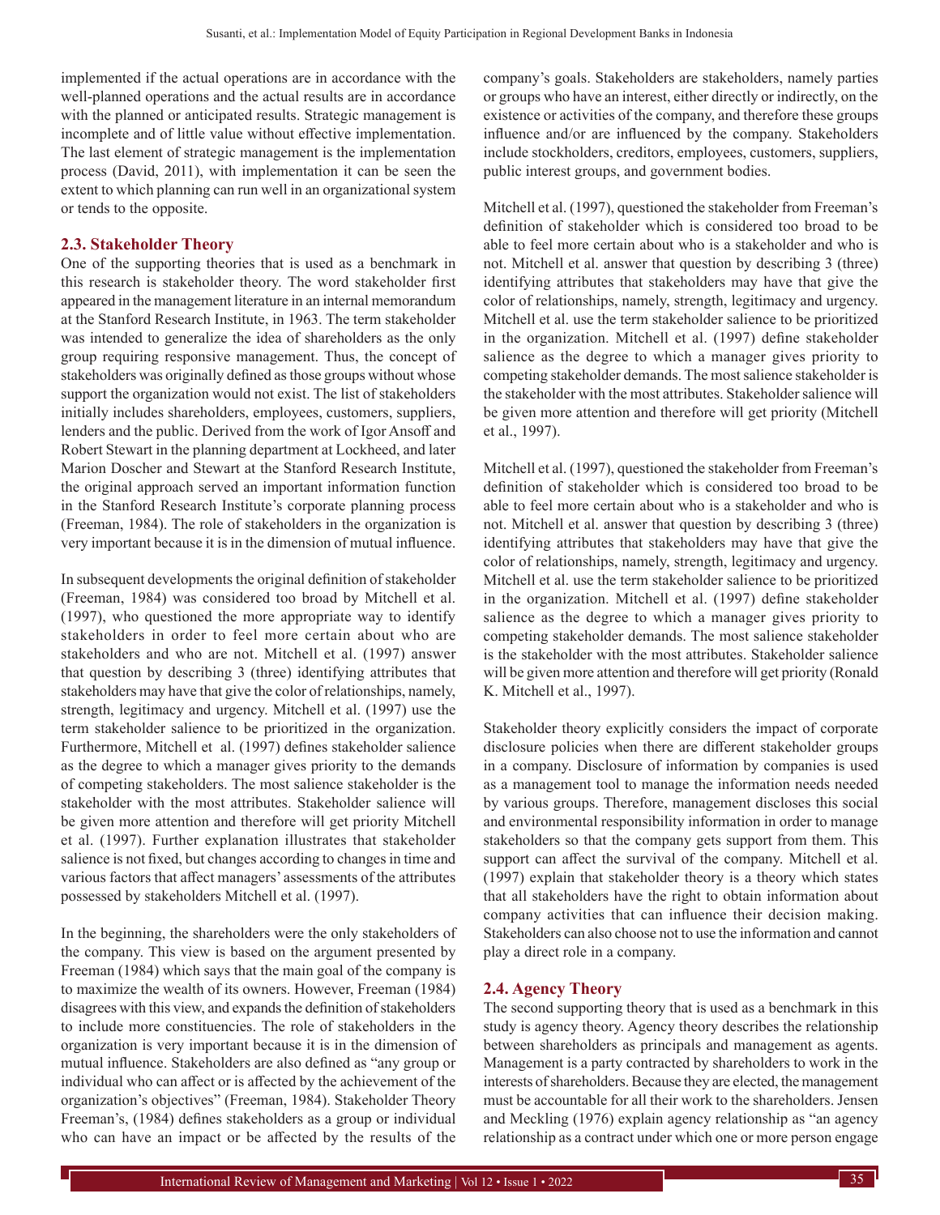implemented if the actual operations are in accordance with the well-planned operations and the actual results are in accordance with the planned or anticipated results. Strategic management is incomplete and of little value without effective implementation. The last element of strategic management is the implementation process (David, 2011), with implementation it can be seen the extent to which planning can run well in an organizational system or tends to the opposite.

### 2.3. Stakeholder Theory

One of the supporting theories that is used as a benchmark in this research is stakeholder theory. The word stakeholder first appeared in the management literature in an internal memorandum at the Stanford Research Institute, in 1963. The term stakeholder was intended to generalize the idea of shareholders as the only group requiring responsive management. Thus, the concept of stakeholders was originally defined as those groups without whose support the organization would not exist. The list of stakeholders initially includes shareholders, employees, customers, suppliers, lenders and the public. Derived from the work of Igor Ansoff and Robert Stewart in the planning department at Lockheed, and later Marion Doscher and Stewart at the Stanford Research Institute, the original approach served an important information function in the Stanford Research Institute's corporate planning process (Freeman, 1984). The role of stakeholders in the organization is very important because it is in the dimension of mutual influence.

In subsequent developments the original definition of stakeholder (Freeman, 1984) was considered too broad by Mitchell et al. (1997), who questioned the more appropriate way to identify stakeholders in order to feel more certain about who are stakeholders and who are not. Mitchell et al. (1997) answer that question by describing 3 (three) identifying attributes that stakeholders may have that give the color of relationships, namely, strength, legitimacy and urgency. Mitchell et al. (1997) use the term stakeholder salience to be prioritized in the organization. Furthermore, Mitchell et al. (1997) defines stakeholder salience as the degree to which a manager gives priority to the demands of competing stakeholders. The most salience stakeholder is the stakeholder with the most attributes. Stakeholder salience will be given more attention and therefore will get priority Mitchell et al. (1997). Further explanation illustrates that stakeholder salience is not fixed, but changes according to changes in time and various factors that affect managers' assessments of the attributes possessed by stakeholders Mitchell et al. (1997).

In the beginning, the shareholders were the only stakeholders of the company. This view is based on the argument presented by Freeman (1984) which says that the main goal of the company is to maximize the wealth of its owners. However, Freeman (1984) disagrees with this view, and expands the definition of stakeholders to include more constituencies. The role of stakeholders in the organization is very important because it is in the dimension of mutual influence. Stakeholders are also defined as "any group or individual who can affect or is affected by the achievement of the organization's objectives" (Freeman, 1984). Stakeholder Theory Freeman's, (1984) defines stakeholders as a group or individual who can have an impact or be affected by the results of the company's goals. Stakeholders are stakeholders, namely parties or groups who have an interest, either directly or indirectly, on the existence or activities of the company, and therefore these groups influence and/or are influenced by the company. Stakeholders include stockholders, creditors, employees, customers, suppliers, public interest groups, and government bodies.

Mitchell et al. (1997), questioned the stakeholder from Freeman's definition of stakeholder which is considered too broad to be able to feel more certain about who is a stakeholder and who is not. Mitchell et al. answer that question by describing 3 (three) identifying attributes that stakeholders may have that give the color of relationships, namely, strength, legitimacy and urgency. Mitchell et al. use the term stakeholder salience to be prioritized in the organization. Mitchell et al. (1997) define stakeholder salience as the degree to which a manager gives priority to competing stakeholder demands. The most salience stakeholder is the stakeholder with the most attributes. Stakeholder salience will be given more attention and therefore will get priority (Mitchell et al., 1997).

Mitchell et al. (1997), questioned the stakeholder from Freeman's definition of stakeholder which is considered too broad to be able to feel more certain about who is a stakeholder and who is not. Mitchell et al. answer that question by describing 3 (three) identifying attributes that stakeholders may have that give the color of relationships, namely, strength, legitimacy and urgency. Mitchell et al. use the term stakeholder salience to be prioritized in the organization. Mitchell et al. (1997) define stakeholder salience as the degree to which a manager gives priority to competing stakeholder demands. The most salience stakeholder is the stakeholder with the most attributes. Stakeholder salience will be given more attention and therefore will get priority (Ronald K. Mitchell et al., 1997).

Stakeholder theory explicitly considers the impact of corporate disclosure policies when there are different stakeholder groups in a company. Disclosure of information by companies is used as a management tool to manage the information needs needed by various groups. Therefore, management discloses this social and environmental responsibility information in order to manage stakeholders so that the company gets support from them. This support can affect the survival of the company. Mitchell et al. (1997) explain that stakeholder theory is a theory which states that all stakeholders have the right to obtain information about company activities that can influence their decision making. Stakeholders can also choose not to use the information and cannot play a direct role in a company.

### 2.4. Agency Theory

The second supporting theory that is used as a benchmark in this study is agency theory. Agency theory describes the relationship between shareholders as principals and management as agents. Management is a party contracted by shareholders to work in the interests of shareholders. Because they are elected, the management must be accountable for all their work to the shareholders. Jensen and Meckling (1976) explain agency relationship as "an agency relationship as a contract under which one or more person engage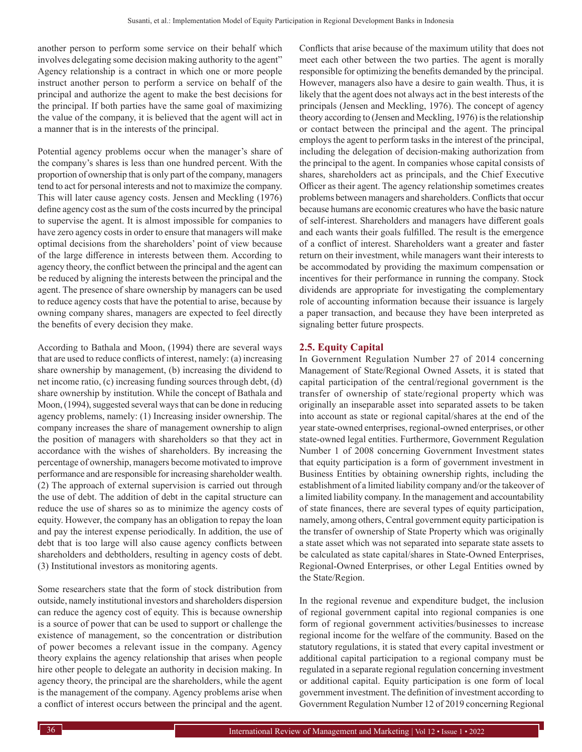another person to perform some service on their behalf which involves delegating some decision making authority to the agent" Agency relationship is a contract in which one or more people instruct another person to perform a service on behalf of the principal and authorize the agent to make the best decisions for the principal. If both parties have the same goal of maximizing the value of the company, it is believed that the agent will act in a manner that is in the interests of the principal.

Potential agency problems occur when the manager's share of the company's shares is less than one hundred percent. With the proportion of ownership that is only part of the company, managers tend to act for personal interests and not to maximize the company. This will later cause agency costs. Jensen and Meckling (1976) define agency cost as the sum of the costs incurred by the principal to supervise the agent. It is almost impossible for companies to have zero agency costs in order to ensure that managers will make optimal decisions from the shareholders' point of view because of the large difference in interests between them. According to agency theory, the conflict between the principal and the agent can be reduced by aligning the interests between the principal and the agent. The presence of share ownership by managers can be used to reduce agency costs that have the potential to arise, because by owning company shares, managers are expected to feel directly the benefits of every decision they make.

According to Bathala and Moon, (1994) there are several ways that are used to reduce conflicts of interest, namely: (a) increasing share ownership by management, (b) increasing the dividend to net income ratio, (c) increasing funding sources through debt, (d) share ownership by institution. While the concept of Bathala and Moon, (1994), suggested several ways that can be done in reducing agency problems, namely: (1) Increasing insider ownership. The company increases the share of management ownership to align the position of managers with shareholders so that they act in accordance with the wishes of shareholders. By increasing the percentage of ownership, managers become motivated to improve performance and are responsible for increasing shareholder wealth. (2) The approach of external supervision is carried out through the use of debt. The addition of debt in the capital structure can reduce the use of shares so as to minimize the agency costs of equity. However, the company has an obligation to repay the loan and pay the interest expense periodically. In addition, the use of debt that is too large will also cause agency conflicts between shareholders and debtholders, resulting in agency costs of debt. (3) Institutional investors as monitoring agents.

Some researchers state that the form of stock distribution from outside, namely institutional investors and shareholders dispersion can reduce the agency cost of equity. This is because ownership is a source of power that can be used to support or challenge the existence of management, so the concentration or distribution of power becomes a relevant issue in the company. Agency theory explains the agency relationship that arises when people hire other people to delegate an authority in decision making. In agency theory, the principal are the shareholders, while the agent is the management of the company. Agency problems arise when a conflict of interest occurs between the principal and the agent. Conflicts that arise because of the maximum utility that does not meet each other between the two parties. The agent is morally responsible for optimizing the benefits demanded by the principal. However, managers also have a desire to gain wealth. Thus, it is likely that the agent does not always act in the best interests of the principals (Jensen and Meckling, 1976). The concept of agency theory according to (Jensen and Meckling, 1976) is the relationship or contact between the principal and the agent. The principal employs the agent to perform tasks in the interest of the principal, including the delegation of decision-making authorization from the principal to the agent. In companies whose capital consists of shares, shareholders act as principals, and the Chief Executive Officer as their agent. The agency relationship sometimes creates problems between managers and shareholders. Conflicts that occur because humans are economic creatures who have the basic nature of self-interest. Shareholders and managers have different goals and each wants their goals fulfilled. The result is the emergence of a conflict of interest. Shareholders want a greater and faster return on their investment, while managers want their interests to be accommodated by providing the maximum compensation or incentives for their performance in running the company. Stock dividends are appropriate for investigating the complementary role of accounting information because their issuance is largely a paper transaction, and because they have been interpreted as signaling better future prospects.

## 2.5. Equity Capital

In Government Regulation Number 27 of 2014 concerning Management of State/Regional Owned Assets, it is stated that capital participation of the central/regional government is the transfer of ownership of state/regional property which was originally an inseparable asset into separated assets to be taken into account as state or regional capital/shares at the end of the year state-owned enterprises, regional-owned enterprises, or other state-owned legal entities. Furthermore, Government Regulation Number 1 of 2008 concerning Government Investment states that equity participation is a form of government investment in Business Entities by obtaining ownership rights, including the establishment of a limited liability company and/or the takeover of a limited liability company. In the management and accountability of state finances, there are several types of equity participation, namely, among others, Central government equity participation is the transfer of ownership of State Property which was originally a state asset which was not separated into separate state assets to be calculated as state capital/shares in State-Owned Enterprises, Regional-Owned Enterprises, or other Legal Entities owned by the State/Region.

In the regional revenue and expenditure budget, the inclusion of regional government capital into regional companies is one form of regional government activities/businesses to increase regional income for the welfare of the community. Based on the statutory regulations, it is stated that every capital investment or additional capital participation to a regional company must be regulated in a separate regional regulation concerning investment or additional capital. Equity participation is one form of local government investment. The definition of investment according to Government Regulation Number 12 of 2019 concerning Regional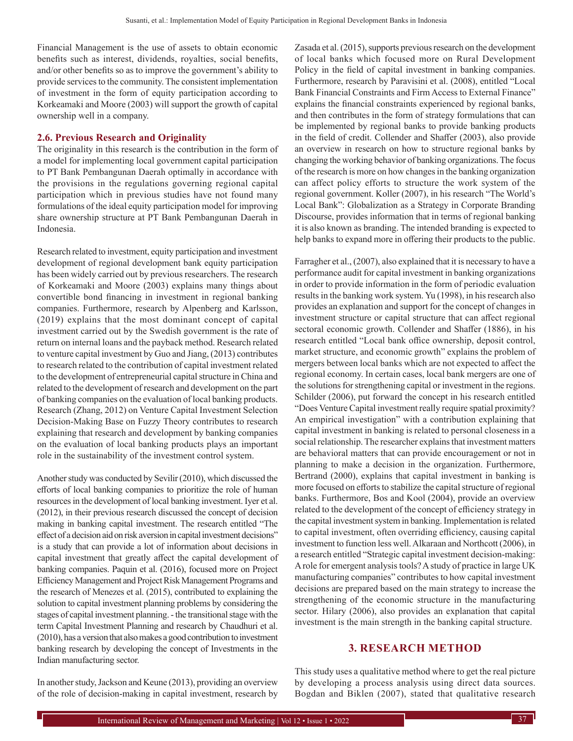Financial Management is the use of assets to obtain economic benefits such as interest, dividends, royalties, social benefits, and/or other benefits so as to improve the government's ability to provide services to the community. The consistent implementation of investment in the form of equity participation according to Korkeamaki and Moore (2003) will support the growth of capital ownership well in a company.

### 2.6. Previous Research and Originality

The originality in this research is the contribution in the form of a model for implementing local government capital participation to PT Bank Pembangunan Daerah optimally in accordance with the provisions in the regulations governing regional capital participation which in previous studies have not found many formulations of the ideal equity participation model for improving share ownership structure at PT Bank Pembangunan Daerah in Indonesia.

Research related to investment, equity participation and investment development of regional development bank equity participation has been widely carried out by previous researchers. The research of Korkeamaki and Moore (2003) explains many things about convertible bond financing in investment in regional banking companies. Furthermore, research by Alpenberg and Karlsson, (2019) explains that the most dominant concept of capital investment carried out by the Swedish government is the rate of return on internal loans and the payback method. Research related to venture capital investment by Guo and Jiang, (2013) contributes to research related to the contribution of capital investment related to the development of entrepreneurial capital structure in China and related to the development of research and development on the part of banking companies on the evaluation of local banking products. Research (Zhang, 2012) on Venture Capital Investment Selection Decision-Making Base on Fuzzy Theory contributes to research explaining that research and development by banking companies on the evaluation of local banking products plays an important role in the sustainability of the investment control system.

Another study was conducted by Sevilir (2010), which discussed the efforts of local banking companies to prioritize the role of human resources in the development of local banking investment. Iyer et al. (2012), in their previous research discussed the concept of decision making in banking capital investment. The research entitled "The effect of a decision aid on risk aversion in capital investment decisions" is a study that can provide a lot of information about decisions in capital investment that greatly affect the capital development of banking companies. Paquin et al. (2016), focused more on Project Efficiency Management and Project Risk Management Programs and the research of Menezes et al. (2015), contributed to explaining the solution to capital investment planning problems by considering the stages of capital investment planning. - the transitional stage with the term Capital Investment Planning and research by Chaudhuri et al. (2010), has a version that also makes a good contribution to investment banking research by developing the concept of Investments in the Indian manufacturing sector.

In another study, Jackson and Keune (2013), providing an overview of the role of decision-making in capital investment, research by Zasada et al. (2015), supports previous research on the development of local banks which focused more on Rural Development Policy in the field of capital investment in banking companies. Furthermore, research by Paravisini et al. (2008), entitled "Local Bank Financial Constraints and Firm Access to External Finance" explains the financial constraints experienced by regional banks, and then contributes in the form of strategy formulations that can be implemented by regional banks to provide banking products in the field of credit. Collender and Shaffer (2003), also provide an overview in research on how to structure regional banks by changing the working behavior of banking organizations. The focus of the research is more on how changes in the banking organization can affect policy efforts to structure the work system of the regional government. Koller (2007), in his research "The World's Local Bank": Globalization as a Strategy in Corporate Branding Discourse, provides information that in terms of regional banking it is also known as branding. The intended branding is expected to help banks to expand more in offering their products to the public.

Farragher et al., (2007), also explained that it is necessary to have a performance audit for capital investment in banking organizations in order to provide information in the form of periodic evaluation results in the banking work system. Yu (1998), in his research also provides an explanation and support for the concept of changes in investment structure or capital structure that can affect regional sectoral economic growth. Collender and Shaffer (1886), in his research entitled "Local bank office ownership, deposit control, market structure, and economic growth" explains the problem of mergers between local banks which are not expected to affect the regional economy. In certain cases, local bank mergers are one of the solutions for strengthening capital or investment in the regions. Schilder (2006), put forward the concept in his research entitled "Does Venture Capital investment really require spatial proximity? An empirical investigation" with a contribution explaining that capital investment in banking is related to personal closeness in a social relationship. The researcher explains that investment matters are behavioral matters that can provide encouragement or not in planning to make a decision in the organization. Furthermore, Bertrand (2000), explains that capital investment in banking is more focused on efforts to stabilize the capital structure of regional banks. Furthermore, Bos and Kool (2004), provide an overview related to the development of the concept of efficiency strategy in the capital investment system in banking. Implementation is related to capital investment, often overriding efficiency, causing capital investment to function less well. Alkaraan and Northcott (2006), in a research entitled "Strategic capital investment decision-making: A role for emergent analysis tools? A study of practice in large UK manufacturing companies" contributes to how capital investment decisions are prepared based on the main strategy to increase the strengthening of the economic structure in the manufacturing sector. Hilary (2006), also provides an explanation that capital investment is the main strength in the banking capital structure.

## 3. RESEARCH METHOD

This study uses a qualitative method where to get the real picture by developing a process analysis using direct data sources. Bogdan and Biklen (2007), stated that qualitative research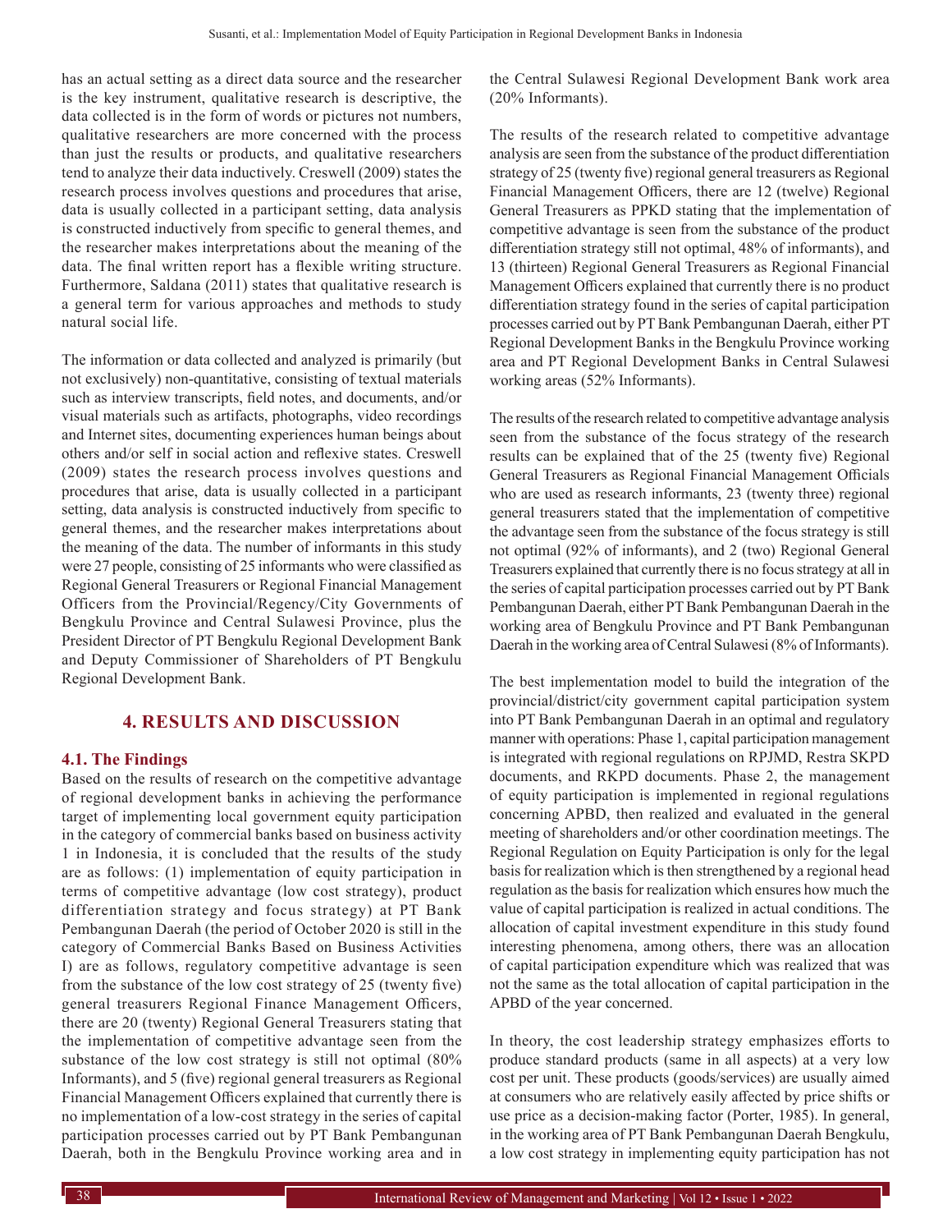has an actual setting as a direct data source and the researcher is the key instrument, qualitative research is descriptive, the data collected is in the form of words or pictures not numbers, qualitative researchers are more concerned with the process than just the results or products, and qualitative researchers tend to analyze their data inductively. Creswell (2009) states the research process involves questions and procedures that arise, data is usually collected in a participant setting, data analysis is constructed inductively from specific to general themes, and the researcher makes interpretations about the meaning of the data. The final written report has a flexible writing structure. Furthermore, Saldana (2011) states that qualitative research is a general term for various approaches and methods to study natural social life.

The information or data collected and analyzed is primarily (but not exclusively) non-quantitative, consisting of textual materials such as interview transcripts, field notes, and documents, and/or visual materials such as artifacts, photographs, video recordings and Internet sites, documenting experiences human beings about others and/or self in social action and reflexive states. Creswell (2009) states the research process involves questions and procedures that arise, data is usually collected in a participant setting, data analysis is constructed inductively from specific to general themes, and the researcher makes interpretations about the meaning of the data. The number of informants in this study were 27 people, consisting of 25 informants who were classified as Regional General Treasurers or Regional Financial Management Officers from the Provincial/Regency/City Governments of Bengkulu Province and Central Sulawesi Province, plus the President Director of PT Bengkulu Regional Development Bank and Deputy Commissioner of Shareholders of PT Bengkulu Regional Development Bank.

## 4. RESULTS AND DISCUSSION

### 4.1. The Findings

Based on the results of research on the competitive advantage of regional development banks in achieving the performance target of implementing local government equity participation in the category of commercial banks based on business activity 1 in Indonesia, it is concluded that the results of the study are as follows: (1) implementation of equity participation in terms of competitive advantage (low cost strategy), product differentiation strategy and focus strategy) at PT Bank Pembangunan Daerah (the period of October 2020 is still in the category of Commercial Banks Based on Business Activities I) are as follows, regulatory competitive advantage is seen from the substance of the low cost strategy of 25 (twenty five) general treasurers Regional Finance Management Officers, there are 20 (twenty) Regional General Treasurers stating that the implementation of competitive advantage seen from the substance of the low cost strategy is still not optimal (80% Informants), and 5 (five) regional general treasurers as Regional Financial Management Officers explained that currently there is no implementation of a low-cost strategy in the series of capital participation processes carried out by PT Bank Pembangunan Daerah, both in the Bengkulu Province working area and in the Central Sulawesi Regional Development Bank work area (20% Informants).

The results of the research related to competitive advantage analysis are seen from the substance of the product differentiation strategy of 25 (twenty five) regional general treasurers as Regional Financial Management Officers, there are 12 (twelve) Regional General Treasurers as PPKD stating that the implementation of competitive advantage is seen from the substance of the product differentiation strategy still not optimal, 48% of informants), and 13 (thirteen) Regional General Treasurers as Regional Financial Management Officers explained that currently there is no product differentiation strategy found in the series of capital participation processes carried out by PT Bank Pembangunan Daerah, either PT Regional Development Banks in the Bengkulu Province working area and PT Regional Development Banks in Central Sulawesi working areas (52% Informants).

The results of the research related to competitive advantage analysis seen from the substance of the focus strategy of the research results can be explained that of the 25 (twenty five) Regional General Treasurers as Regional Financial Management Officials who are used as research informants, 23 (twenty three) regional general treasurers stated that the implementation of competitive the advantage seen from the substance of the focus strategy is still not optimal (92% of informants), and 2 (two) Regional General Treasurers explained that currently there is no focus strategy at all in the series of capital participation processes carried out by PT Bank Pembangunan Daerah, either PT Bank Pembangunan Daerah in the working area of Bengkulu Province and PT Bank Pembangunan Daerah in the working area of Central Sulawesi (8% of Informants).

The best implementation model to build the integration of the provincial/district/city government capital participation system into PT Bank Pembangunan Daerah in an optimal and regulatory manner with operations: Phase 1, capital participation management is integrated with regional regulations on RPJMD, Restra SKPD documents, and RKPD documents. Phase 2, the management of equity participation is implemented in regional regulations concerning APBD, then realized and evaluated in the general meeting of shareholders and/or other coordination meetings. The Regional Regulation on Equity Participation is only for the legal basis for realization which is then strengthened by a regional head regulation as the basis for realization which ensures how much the value of capital participation is realized in actual conditions. The allocation of capital investment expenditure in this study found interesting phenomena, among others, there was an allocation of capital participation expenditure which was realized that was not the same as the total allocation of capital participation in the APBD of the year concerned.

In theory, the cost leadership strategy emphasizes efforts to produce standard products (same in all aspects) at a very low cost per unit. These products (goods/services) are usually aimed at consumers who are relatively easily affected by price shifts or use price as a decision-making factor (Porter, 1985). In general, in the working area of PT Bank Pembangunan Daerah Bengkulu, a low cost strategy in implementing equity participation has not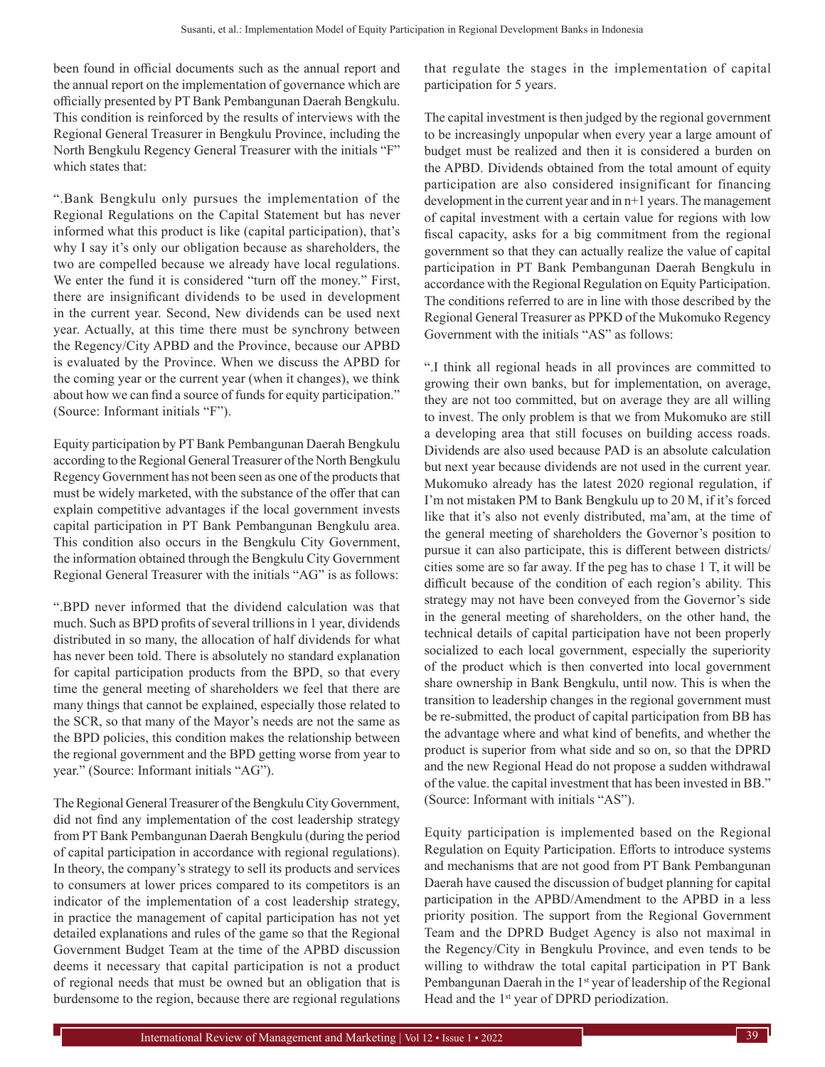been found in official documents such as the annual report and the annual report on the implementation of governance which are officially presented by PT Bank Pembangunan Daerah Bengkulu. This condition is reinforced by the results of interviews with the Regional General Treasurer in Bengkulu Province, including the North Bengkulu Regency General Treasurer with the initials "F" which states that:

".Bank Bengkulu only pursues the implementation of the Regional Regulations on the Capital Statement but has never informed what this product is like (capital participation), that's why I say it's only our obligation because as shareholders, the two are compelled because we already have local regulations. We enter the fund it is considered "turn off the money." First, there are insignificant dividends to be used in development in the current year. Second, New dividends can be used next year. Actually, at this time there must be synchrony between the Regency/City APBD and the Province, because our APBD is evaluated by the Province. When we discuss the APBD for the coming year or the current year (when it changes), we think about how we can find a source of funds for equity participation." (Source: Informant initials "F").

Equity participation by PT Bank Pembangunan Daerah Bengkulu according to the Regional General Treasurer of the North Bengkulu Regency Government has not been seen as one of the products that must be widely marketed, with the substance of the offer that can explain competitive advantages if the local government invests capital participation in PT Bank Pembangunan Bengkulu area. This condition also occurs in the Bengkulu City Government, the information obtained through the Bengkulu City Government Regional General Treasurer with the initials "AG" is as follows:

".BPD never informed that the dividend calculation was that much. Such as BPD profits of several trillions in 1 year, dividends distributed in so many, the allocation of half dividends for what has never been told. There is absolutely no standard explanation for capital participation products from the BPD, so that every time the general meeting of shareholders we feel that there are many things that cannot be explained, especially those related to the SCR, so that many of the Mayor's needs are not the same as the BPD policies, this condition makes the relationship between the regional government and the BPD getting worse from year to year." (Source: Informant initials "AG").

The Regional General Treasurer of the Bengkulu City Government, did not find any implementation of the cost leadership strategy from PT Bank Pembangunan Daerah Bengkulu (during the period of capital participation in accordance with regional regulations). In theory, the company's strategy to sell its products and services to consumers at lower prices compared to its competitors is an indicator of the implementation of a cost leadership strategy, in practice the management of capital participation has not yet detailed explanations and rules of the game so that the Regional Government Budget Team at the time of the APBD discussion deems it necessary that capital participation is not a product of regional needs that must be owned but an obligation that is burdensome to the region, because there are regional regulations that regulate the stages in the implementation of capital participation for 5 years.

The capital investment is then judged by the regional government to be increasingly unpopular when every year a large amount of budget must be realized and then it is considered a burden on the APBD. Dividends obtained from the total amount of equity participation are also considered insignificant for financing development in the current year and in n+1 years. The management of capital investment with a certain value for regions with low fiscal capacity, asks for a big commitment from the regional government so that they can actually realize the value of capital participation in PT Bank Pembangunan Daerah Bengkulu in accordance with the Regional Regulation on Equity Participation. The conditions referred to are in line with those described by the Regional General Treasurer as PPKD of the Mukomuko Regency Government with the initials "AS" as follows:

".I think all regional heads in all provinces are committed to growing their own banks, but for implementation, on average, they are not too committed, but on average they are all willing to invest. The only problem is that we from Mukomuko are still a developing area that still focuses on building access roads. Dividends are also used because PAD is an absolute calculation but next year because dividends are not used in the current year. Mukomuko already has the latest 2020 regional regulation, if I'm not mistaken PM to Bank Bengkulu up to 20 M, if it's forced like that it's also not evenly distributed, ma'am, at the time of the general meeting of shareholders the Governor's position to pursue it can also participate, this is different between districts/cities some are so far away. If the peg has to chase 1 T, it will be difficult because of the condition of each region's ability. This strategy may not have been conveyed from the Governor's side in the general meeting of shareholders, on the other hand, the technical details of capital participation have not been properly socialized to each local government, especially the superiority of the product which is then converted into local government share ownership in Bank Bengkulu, until now. This is when the transition to leadership changes in the regional government must be re-submitted, the product of capital participation from BB has the advantage where and what kind of benefits, and whether the product is superior from what side and so on, so that the DPRD and the new Regional Head do not propose a sudden withdrawal of the value. the capital investment that has been invested in BB." (Source: Informant with initials "AS").

Equity participation is implemented based on the Regional Regulation on Equity Participation. Efforts to introduce systems and mechanisms that are not good from PT Bank Pembangunan Daerah have caused the discussion of budget planning for capital participation in the APBD/Amendment to the APBD in a less priority position. The support from the Regional Government Team and the DPRD Budget Agency is also not maximal in the Regency/City in Bengkulu Province, and even tends to be willing to withdraw the total capital participation in PT Bank Pembangunan Daerah in the 1st year of leadership of the Regional Head and the 1st year of DPRD periodization.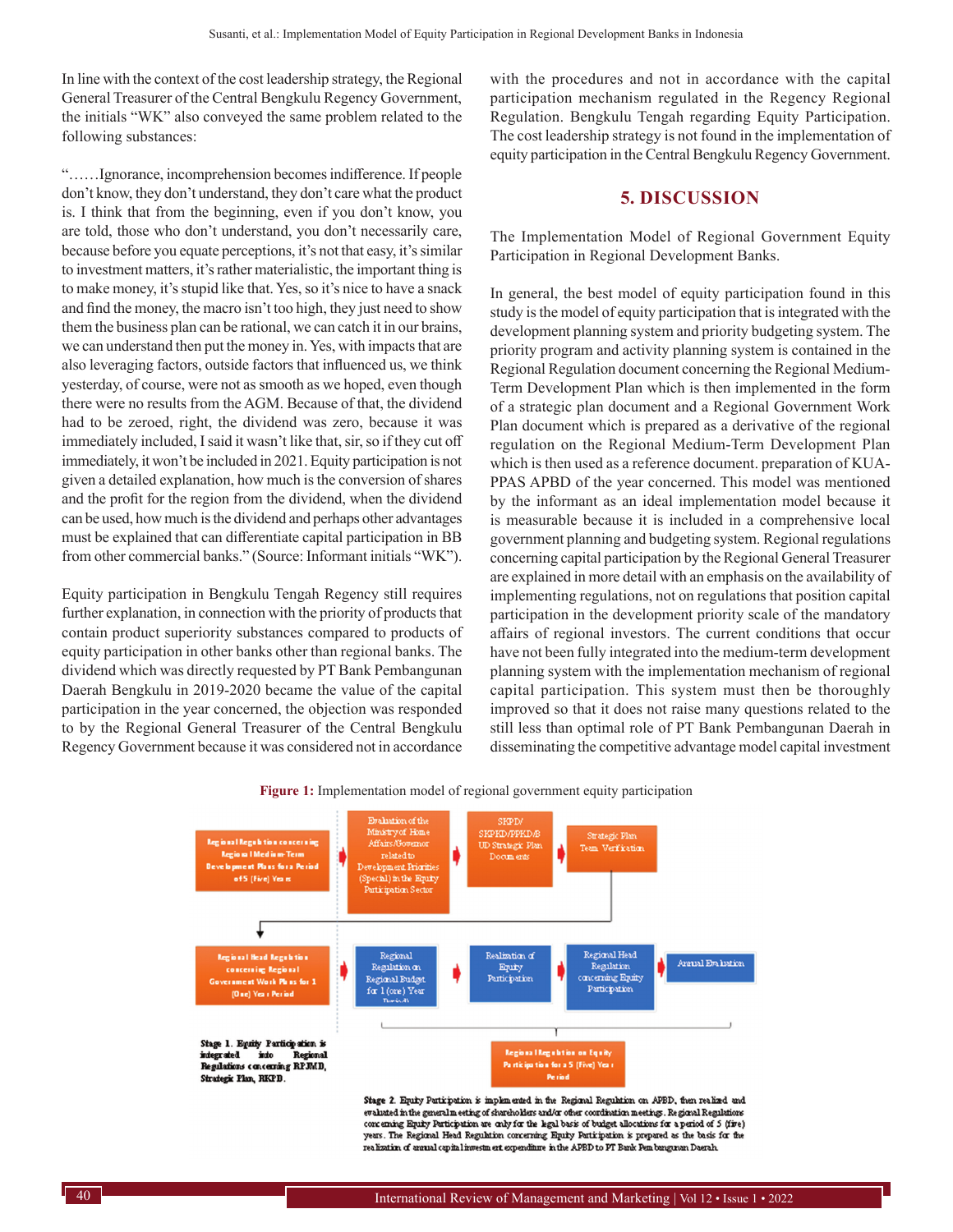In line with the context of the cost leadership strategy, the Regional General Treasurer of the Central Bengkulu Regency Government, the initials "WK" also conveyed the same problem related to the following substances:

"……Ignorance, incomprehension becomes indifference. If people don't know, they don't understand, they don't care what the product is. I think that from the beginning, even if you don't know, you are told, those who don't understand, you don't necessarily care, because before you equate perceptions, it's not that easy, it's similar to investment matters, it's rather materialistic, the important thing is to make money, it's stupid like that. Yes, so it's nice to have a snack and find the money, the macro isn't too high, they just need to show them the business plan can be rational, we can catch it in our brains, we can understand then put the money in. Yes, with impacts that are also leveraging factors, outside factors that influenced us, we think yesterday, of course, were not as smooth as we hoped, even though there were no results from the AGM. Because of that, the dividend had to be zeroed, right, the dividend was zero, because it was immediately included, I said it wasn't like that, sir, so if they cut off immediately, it won't be included in 2021. Equity participation is not given a detailed explanation, how much is the conversion of shares and the profit for the region from the dividend, when the dividend can be used, how much is the dividend and perhaps other advantages must be explained that can differentiate capital participation in BB from other commercial banks." (Source: Informant initials "WK").

Equity participation in Bengkulu Tengah Regency still requires further explanation, in connection with the priority of products that contain product superiority substances compared to products of equity participation in other banks other than regional banks. The dividend which was directly requested by PT Bank Pembangunan Daerah Bengkulu in 2019-2020 became the value of the capital participation in the year concerned, the objection was responded to by the Regional General Treasurer of the Central Bengkulu Regency Government because it was considered not in accordance with the procedures and not in accordance with the capital participation mechanism regulated in the Regency Regional Regulation. Bengkulu Tengah regarding Equity Participation. The cost leadership strategy is not found in the implementation of equity participation in the Central Bengkulu Regency Government.

## 5. DISCUSSION

The Implementation Model of Regional Government Equity Participation in Regional Development Banks.

In general, the best model of equity participation found in this study is the model of equity participation that is integrated with the development planning system and priority budgeting system. The priority program and activity planning system is contained in the Regional Regulation document concerning the Regional Medium-Term Development Plan which is then implemented in the form of a strategic plan document and a Regional Government Work Plan document which is prepared as a derivative of the regional regulation on the Regional Medium-Term Development Plan which is then used as a reference document. preparation of KUA-PPAS APBD of the year concerned. This model was mentioned by the informant as an ideal implementation model because it is measurable because it is included in a comprehensive local government planning and budgeting system. Regional regulations concerning capital participation by the Regional General Treasurer are explained in more detail with an emphasis on the availability of implementing regulations, not on regulations that position capital participation in the development priority scale of the mandatory affairs of regional investors. The current conditions that occur have not been fully integrated into the medium-term development planning system with the implementation mechanism of regional capital participation. This system must then be thoroughly improved so that it does not raise many questions related to the still less than optimal role of PT Bank Pembangunan Daerah in disseminating the competitive advantage model capital investment

**Figure 1:** Implementation model of regional government equity participation

Regional Regulation concerning Regional Medium-Term Development Plans for a Period of 5 (Five) Years

Evaluation of the Ministry of Home Affairs/Governor related to Development Priorities (Special) in the Equity Participation Sector

SKPD/ SKPKD/PPKD/BUD Strategic Plan Documents

Strategic Plan Team Verification

Regional Head Regulation concerning Regional Government Work Plans for 1 (One) Year Period

Regional Regulation on Regional Budget for 1 (one) Year Period

Realization of Equity Participation

Regional Head Regulation concerning Equity Participation

Annual Evaluation

Regional Regulation on Equity Participation for a 5 (Five) Year Period

Stage 1. Equity Participation is integrated into Regional Regulations concerning RPJMD, Strategic Plan, RKPD.

Stage 2. Equity Participation is implemented in the Regional Regulation on APBD, then realized and evaluated in the general meeting of shareholders and/or other coordination meetings. Regional Regulations concerning Equity Participation are only for the legal basis of budget allocations for a period of 5 (five) years. The Regional Head Regulation concerning Equity Participation is prepared as the basis for the realization of annual capital investment expenditure in the APBD to PT Bank Pembangunan Daerah.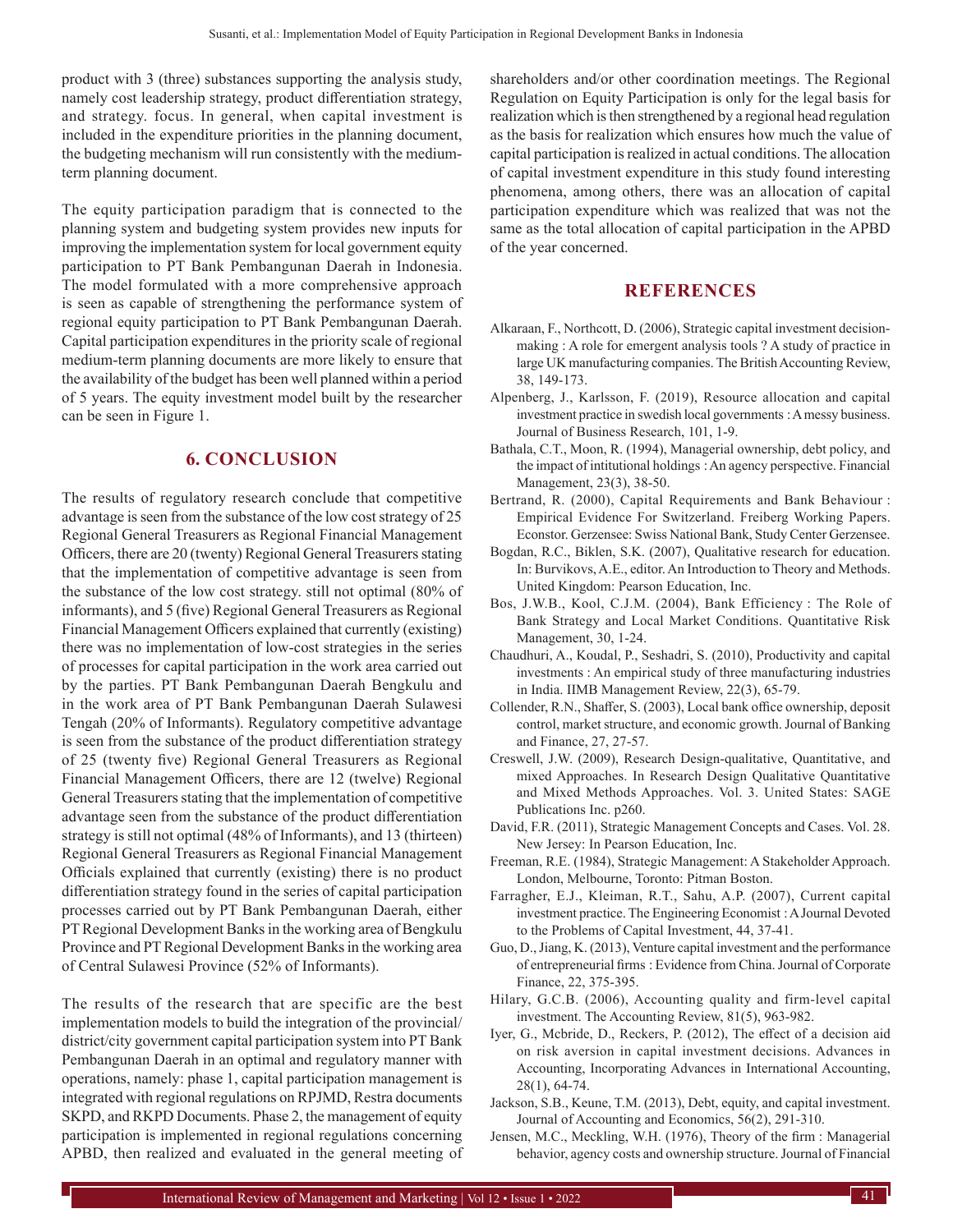product with 3 (three) substances supporting the analysis study, namely cost leadership strategy, product differentiation strategy, and strategy. focus. In general, when capital investment is included in the expenditure priorities in the planning document, the budgeting mechanism will run consistently with the medium-term planning document.

The equity participation paradigm that is connected to the planning system and budgeting system provides new inputs for improving the implementation system for local government equity participation to PT Bank Pembangunan Daerah in Indonesia. The model formulated with a more comprehensive approach is seen as capable of strengthening the performance system of regional equity participation to PT Bank Pembangunan Daerah. Capital participation expenditures in the priority scale of regional medium-term planning documents are more likely to ensure that the availability of the budget has been well planned within a period of 5 years. The equity investment model built by the researcher can be seen in Figure 1.

## 6. CONCLUSION

The results of regulatory research conclude that competitive advantage is seen from the substance of the low cost strategy of 25 Regional General Treasurers as Regional Financial Management Officers, there are 20 (twenty) Regional General Treasurers stating that the implementation of competitive advantage is seen from the substance of the low cost strategy. still not optimal (80% of informants), and 5 (five) Regional General Treasurers as Regional Financial Management Officers explained that currently (existing) there was no implementation of low-cost strategies in the series of processes for capital participation in the work area carried out by the parties. PT Bank Pembangunan Daerah Bengkulu and in the work area of PT Bank Pembangunan Daerah Sulawesi Tengah (20% of Informants). Regulatory competitive advantage is seen from the substance of the product differentiation strategy of 25 (twenty five) Regional General Treasurers as Regional Financial Management Officers, there are 12 (twelve) Regional General Treasurers stating that the implementation of competitive advantage seen from the substance of the product differentiation strategy is still not optimal (48% of Informants), and 13 (thirteen) Regional General Treasurers as Regional Financial Management Officials explained that currently (existing) there is no product differentiation strategy found in the series of capital participation processes carried out by PT Bank Pembangunan Daerah, either PT Regional Development Banks in the working area of Bengkulu Province and PT Regional Development Banks in the working area of Central Sulawesi Province (52% of Informants).

The results of the research that are specific are the best implementation models to build the integration of the provincial/district/city government capital participation system into PT Bank Pembangunan Daerah in an optimal and regulatory manner with operations, namely: phase 1, capital participation management is integrated with regional regulations on RPJMD, Restra documents SKPD, and RKPD Documents. Phase 2, the management of equity participation is implemented in regional regulations concerning APBD, then realized and evaluated in the general meeting of shareholders and/or other coordination meetings. The Regional Regulation on Equity Participation is only for the legal basis for realization which is then strengthened by a regional head regulation as the basis for realization which ensures how much the value of capital participation is realized in actual conditions. The allocation of capital investment expenditure in this study found interesting phenomena, among others, there was an allocation of capital participation expenditure which was realized that was not the same as the total allocation of capital participation in the APBD of the year concerned.

## REFERENCES

Alkaraan, F., Northcott, D. (2006), Strategic capital investment decision-making : A role for emergent analysis tools ? A study of practice in large UK manufacturing companies. The British Accounting Review, 38, 149-173.

Alpenberg, J., Karlsson, F. (2019), Resource allocation and capital investment practice in swedish local governments : A messy business. Journal of Business Research, 101, 1-9.

Bathala, C.T., Moon, R. (1994), Managerial ownership, debt policy, and the impact of intitutional holdings : An agency perspective. Financial Management, 23(3), 38-50.

Bertrand, R. (2000), Capital Requirements and Bank Behaviour : Empirical Evidence For Switzerland. Freiberg Working Papers. Econstor. Gerzensee: Swiss National Bank, Study Center Gerzensee.

Bogdan, R.C., Biklen, S.K. (2007), Qualitative research for education. In: Burvikovs, A.E., editor. An Introduction to Theory and Methods. United Kingdom: Pearson Education, Inc.

Bos, J.W.B., Kool, C.J.M. (2004), Bank Efficiency : The Role of Bank Strategy and Local Market Conditions. Quantitative Risk Management, 30, 1-24.

Chaudhuri, A., Koudal, P., Seshadri, S. (2010), Productivity and capital investments : An empirical study of three manufacturing industries in India. IIMB Management Review, 22(3), 65-79.

Collender, R.N., Shaffer, S. (2003), Local bank office ownership, deposit control, market structure, and economic growth. Journal of Banking and Finance, 27, 27-57.

Creswell, J.W. (2009), Research Design-qualitative, Quantitative, and mixed Approaches. In Research Design Qualitative Quantitative and Mixed Methods Approaches. Vol. 3. United States: SAGE Publications Inc. p260.

David, F.R. (2011), Strategic Management Concepts and Cases. Vol. 28. New Jersey: In Pearson Education, Inc.

Freeman, R.E. (1984), Strategic Management: A Stakeholder Approach. London, Melbourne, Toronto: Pitman Boston.

Farragher, E.J., Kleiman, R.T., Sahu, A.P. (2007), Current capital investment practice. The Engineering Economist : A Journal Devoted to the Problems of Capital Investment, 44, 37-41.

Guo, D., Jiang, K. (2013), Venture capital investment and the performance of entrepreneurial firms : Evidence from China. Journal of Corporate Finance, 22, 375-395.

Hilary, G.C.B. (2006), Accounting quality and firm-level capital investment. The Accounting Review, 81(5), 963-982.

Iyer, G., Mcbride, D., Reckers, P. (2012), The effect of a decision aid on risk aversion in capital investment decisions. Advances in Accounting, Incorporating Advances in International Accounting, 28(1), 64-74.

Jackson, S.B., Keune, T.M. (2013), Debt, equity, and capital investment. Journal of Accounting and Economics, 56(2), 291-310.

Jensen, M.C., Meckling, W.H. (1976), Theory of the firm : Managerial behavior, agency costs and ownership structure. Journal of Financial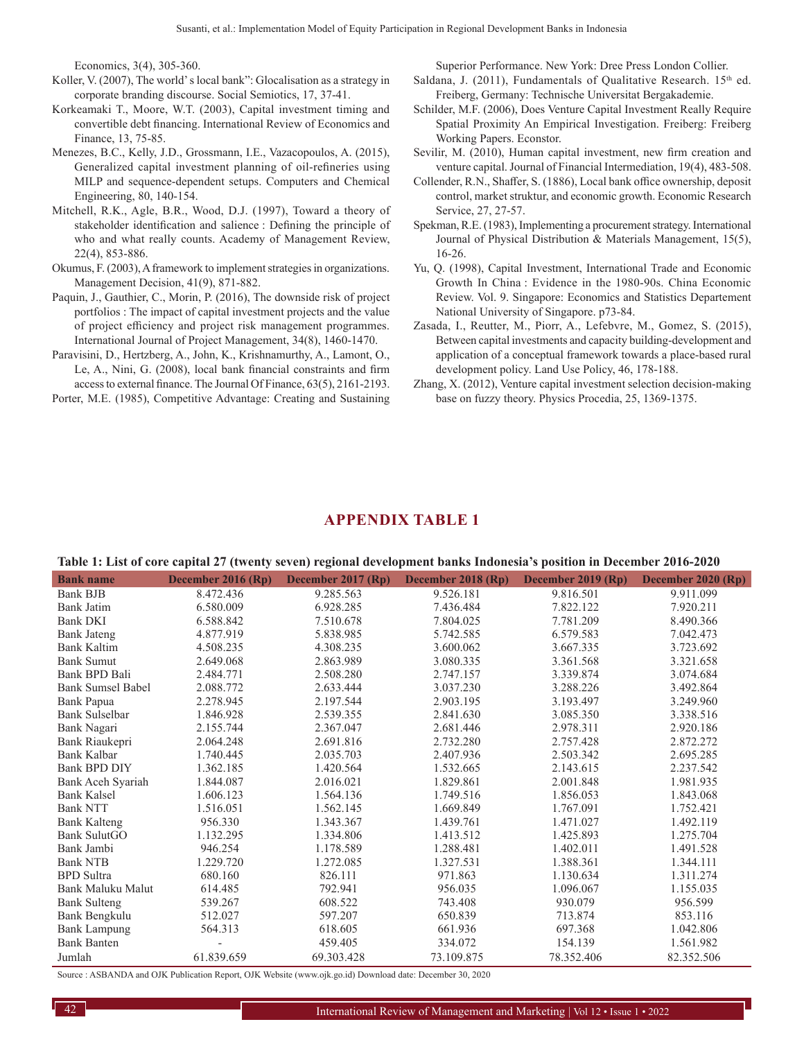Economics, 3(4), 305-360.

Koller, V. (2007), The world' s local bank": Glocalisation as a strategy in corporate branding discourse. Social Semiotics, 17, 37-41.

Korkeamaki T., Moore, W.T. (2003), Capital investment timing and convertible debt financing. International Review of Economics and Finance, 13, 75-85.

Menezes, B.C., Kelly, J.D., Grossmann, I.E., Vazacopoulos, A. (2015), Generalized capital investment planning of oil-refineries using MILP and sequence-dependent setups. Computers and Chemical Engineering, 80, 140-154.

Mitchell, R.K., Agle, B.R., Wood, D.J. (1997), Toward a theory of stakeholder identification and salience : Defining the principle of who and what really counts. Academy of Management Review, 22(4), 853-886.

Okumus, F. (2003), A framework to implement strategies in organizations. Management Decision, 41(9), 871-882.

Paquin, J., Gauthier, C., Morin, P. (2016), The downside risk of project portfolios : The impact of capital investment projects and the value of project efficiency and project risk management programmes. International Journal of Project Management, 34(8), 1460-1470.

Paravisini, D., Hertzberg, A., John, K., Krishnamurthy, A., Lamont, O., Le, A., Nini, G. (2008), local bank financial constraints and firm access to external finance. The Journal Of Finance, 63(5), 2161-2193.

Porter, M.E. (1985), Competitive Advantage: Creating and Sustaining Superior Performance. New York: Dree Press London Collier.

Saldana, J. (2011), Fundamentals of Qualitative Research. 15th ed. Freiberg, Germany: Technische Universitat Bergakademie.

Schilder, M.F. (2006), Does Venture Capital Investment Really Require Spatial Proximity An Empirical Investigation. Freiberg: Freiberg Working Papers. Econstor.

Sevilir, M. (2010), Human capital investment, new firm creation and venture capital. Journal of Financial Intermediation, 19(4), 483-508.

Collender, R.N., Shaffer, S. (1886), Local bank office ownership, deposit control, market struktur, and economic growth. Economic Research Service, 27, 27-57.

Spekman, R.E. (1983), Implementing a procurement strategy. International Journal of Physical Distribution & Materials Management, 15(5), 16-26.

Yu, Q. (1998), Capital Investment, International Trade and Economic Growth In China : Evidence in the 1980-90s. China Economic Review. Vol. 9. Singapore: Economics and Statistics Departement National University of Singapore. p73-84.

Zasada, I., Reutter, M., Piorr, A., Lefebvre, M., Gomez, S. (2015), Between capital investments and capacity building-development and application of a conceptual framework towards a place-based rural development policy. Land Use Policy, 46, 178-188.

Zhang, X. (2012), Venture capital investment selection decision-making base on fuzzy theory. Physics Procedia, 25, 1369-1375.

## APPENDIX TABLE 1

**Table 1: List of core capital 27 (twenty seven) regional development banks Indonesia's position in December 2016-2020**

| Bank name | December 2016 (Rp) | December 2017 (Rp) | December 2018 (Rp) | December 2019 (Rp) | December 2020 (Rp) |
|---|---|---|---|---|---|
| Bank BJB | 8.472.436 | 9.285.563 | 9.526.181 | 9.816.501 | 9.911.099 |
| Bank Jatim | 6.580.009 | 6.928.285 | 7.436.484 | 7.822.122 | 7.920.211 |
| Bank DKI | 6.588.842 | 7.510.678 | 7.804.025 | 7.781.209 | 8.490.366 |
| Bank Jateng | 4.877.919 | 5.838.985 | 5.742.585 | 6.579.583 | 7.042.473 |
| Bank Kaltim | 4.508.235 | 4.308.235 | 3.600.062 | 3.667.335 | 3.723.692 |
| Bank Sumut | 2.649.068 | 2.863.989 | 3.080.335 | 3.361.568 | 3.321.658 |
| Bank BPD Bali | 2.484.771 | 2.508.280 | 2.747.157 | 3.339.874 | 3.074.684 |
| Bank Sumsel Babel | 2.088.772 | 2.633.444 | 3.037.230 | 3.288.226 | 3.492.864 |
| Bank Papua | 2.278.945 | 2.197.544 | 2.903.195 | 3.193.497 | 3.249.960 |
| Bank Sulselbar | 1.846.928 | 2.539.355 | 2.841.630 | 3.085.350 | 3.338.516 |
| Bank Nagari | 2.155.744 | 2.367.047 | 2.681.446 | 2.978.311 | 2.920.186 |
| Bank Riaukepri | 2.064.248 | 2.691.816 | 2.732.280 | 2.757.428 | 2.872.272 |
| Bank Kalbar | 1.740.445 | 2.035.703 | 2.407.936 | 2.503.342 | 2.695.285 |
| Bank BPD DIY | 1.362.185 | 1.420.564 | 1.532.665 | 2.143.615 | 2.237.542 |
| Bank Aceh Syariah | 1.844.087 | 2.016.021 | 1.829.861 | 2.001.848 | 1.981.935 |
| Bank Kalsel | 1.606.123 | 1.564.136 | 1.749.516 | 1.856.053 | 1.843.068 |
| Bank NTT | 1.516.051 | 1.562.145 | 1.669.849 | 1.767.091 | 1.752.421 |
| Bank Kalteng | 956.330 | 1.343.367 | 1.439.761 | 1.471.027 | 1.492.119 |
| Bank SulutGO | 1.132.295 | 1.334.806 | 1.413.512 | 1.425.893 | 1.275.704 |
| Bank Jambi | 946.254 | 1.178.589 | 1.288.481 | 1.402.011 | 1.491.528 |
| Bank NTB | 1.229.720 | 1.272.085 | 1.327.531 | 1.388.361 | 1.344.111 |
| BPD Sultra | 680.160 | 826.111 | 971.863 | 1.130.634 | 1.311.274 |
| Bank Maluku Malut | 614.485 | 792.941 | 956.035 | 1.096.067 | 1.155.035 |
| Bank Sulteng | 539.267 | 608.522 | 743.408 | 930.079 | 956.599 |
| Bank Bengkulu | 512.027 | 597.207 | 650.839 | 713.874 | 853.116 |
| Bank Lampung | 564.313 | 618.605 | 661.936 | 697.368 | 1.042.806 |
| Bank Banten | - | 459.405 | 334.072 | 154.139 | 1.561.982 |
| Jumlah | 61.839.659 | 69.303.428 | 73.109.875 | 78.352.406 | 82.352.506 |

Source : ASBANDA and OJK Publication Report, OJK Website (www.ojk.go.id) Download date: December 30, 2020